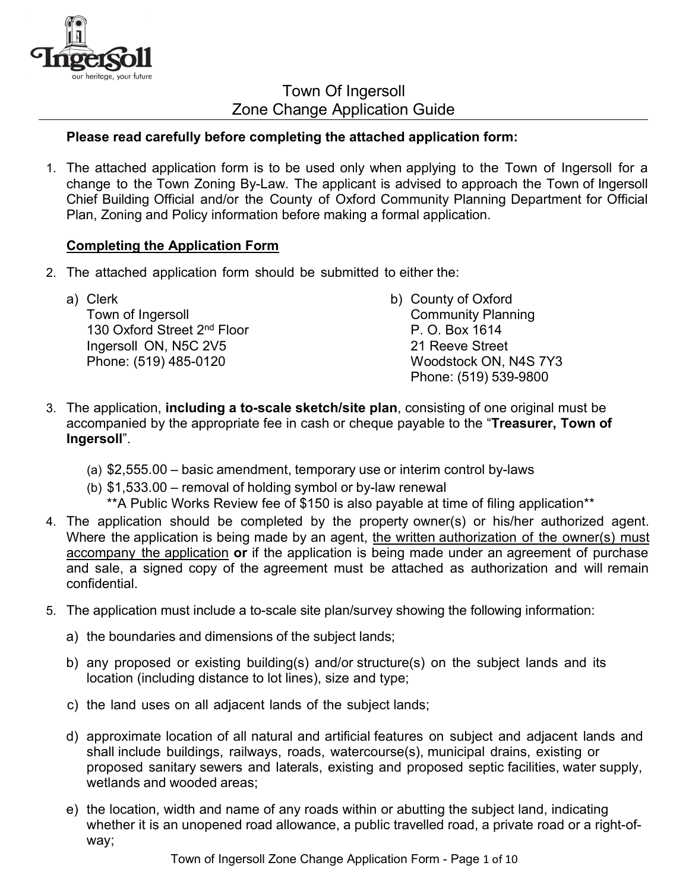# Town Of Ingersoll
## Zone Change Application Guide

**Please read carefully before completing the attached application form:**

1. The attached application form is to be used only when applying to the Town of Ingersoll for a change to the Town Zoning By-Law. The applicant is advised to approach the Town of Ingersoll Chief Building Official and/or the County of Oxford Community Planning Department for Official Plan, Zoning and Policy information before making a formal application.

### Completing the Application Form

2. The attached application form should be submitted to either the:

   a) Clerk
      Town of Ingersoll
      130 Oxford Street 2nd Floor
      Ingersoll ON, N5C 2V5
      Phone: (519) 485-0120

   b) County of Oxford
      Community Planning
      P. O. Box 1614
      21 Reeve Street
      Woodstock ON, N4S 7Y3
      Phone: (519) 539-9800

3. The application, **including a to-scale sketch/site plan**, consisting of one original must be accompanied by the appropriate fee in cash or cheque payable to the "**Treasurer, Town of Ingersoll**".

   (a) $2,555.00 – basic amendment, temporary use or interim control by-laws
   (b) $1,533.00 – removal of holding symbol or by-law renewal
   **A Public Works Review fee of $150 is also payable at time of filing application**

4. The application should be completed by the property owner(s) or his/her authorized agent. Where the application is being made by an agent, the written authorization of the owner(s) must accompany the application **or** if the application is being made under an agreement of purchase and sale, a signed copy of the agreement must be attached as authorization and will remain confidential.

5. The application must include a to-scale site plan/survey showing the following information:

   a) the boundaries and dimensions of the subject lands;

   b) any proposed or existing building(s) and/or structure(s) on the subject lands and its location (including distance to lot lines), size and type;

   c) the land uses on all adjacent lands of the subject lands;

   d) approximate location of all natural and artificial features on subject and adjacent lands and shall include buildings, railways, roads, watercourse(s), municipal drains, existing or proposed sanitary sewers and laterals, existing and proposed septic facilities, water supply, wetlands and wooded areas;

   e) the location, width and name of any roads within or abutting the subject land, indicating whether it is an unopened road allowance, a public travelled road, a private road or a right-of-way;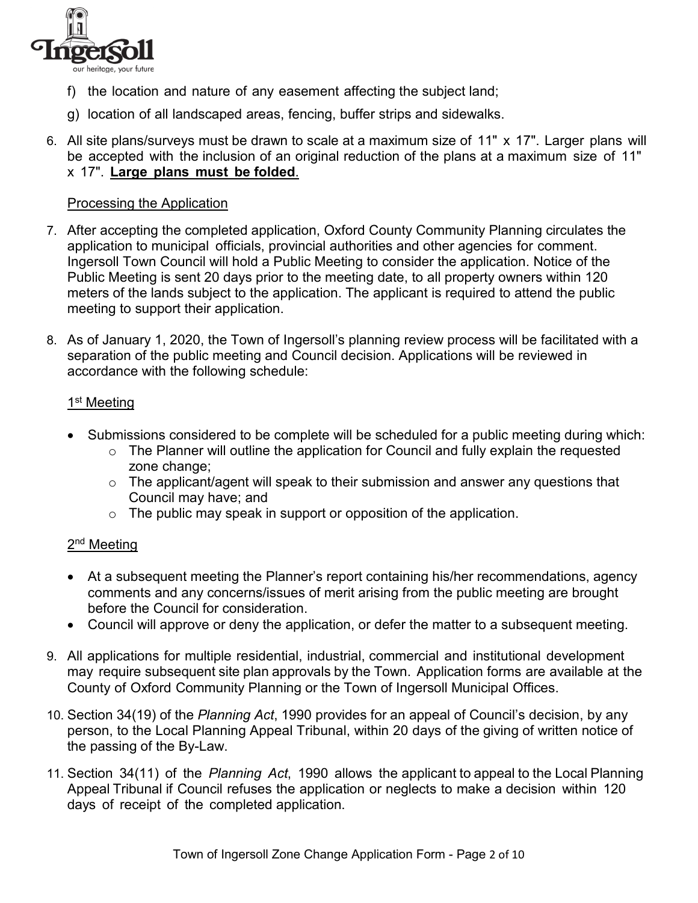f) the location and nature of any easement affecting the subject land;

g) location of all landscaped areas, fencing, buffer strips and sidewalks.

6. All site plans/surveys must be drawn to scale at a maximum size of 11" x 17". Larger plans will be accepted with the inclusion of an original reduction of the plans at a maximum size of 11" x 17". **Large plans must be folded**.

Processing the Application

7. After accepting the completed application, Oxford County Community Planning circulates the application to municipal officials, provincial authorities and other agencies for comment. Ingersoll Town Council will hold a Public Meeting to consider the application. Notice of the Public Meeting is sent 20 days prior to the meeting date, to all property owners within 120 meters of the lands subject to the application. The applicant is required to attend the public meeting to support their application.

8. As of January 1, 2020, the Town of Ingersoll's planning review process will be facilitated with a separation of the public meeting and Council decision. Applications will be reviewed in accordance with the following schedule:

1st Meeting

- Submissions considered to be complete will be scheduled for a public meeting during which:
  - The Planner will outline the application for Council and fully explain the requested zone change;
  - The applicant/agent will speak to their submission and answer any questions that Council may have; and
  - The public may speak in support or opposition of the application.

2nd Meeting

- At a subsequent meeting the Planner's report containing his/her recommendations, agency comments and any concerns/issues of merit arising from the public meeting are brought before the Council for consideration.
- Council will approve or deny the application, or defer the matter to a subsequent meeting.

9. All applications for multiple residential, industrial, commercial and institutional development may require subsequent site plan approvals by the Town. Application forms are available at the County of Oxford Community Planning or the Town of Ingersoll Municipal Offices.

10. Section 34(19) of the *Planning Act*, 1990 provides for an appeal of Council's decision, by any person, to the Local Planning Appeal Tribunal, within 20 days of the giving of written notice of the passing of the By-Law.

11. Section 34(11) of the *Planning Act*, 1990 allows the applicant to appeal to the Local Planning Appeal Tribunal if Council refuses the application or neglects to make a decision within 120 days of receipt of the completed application.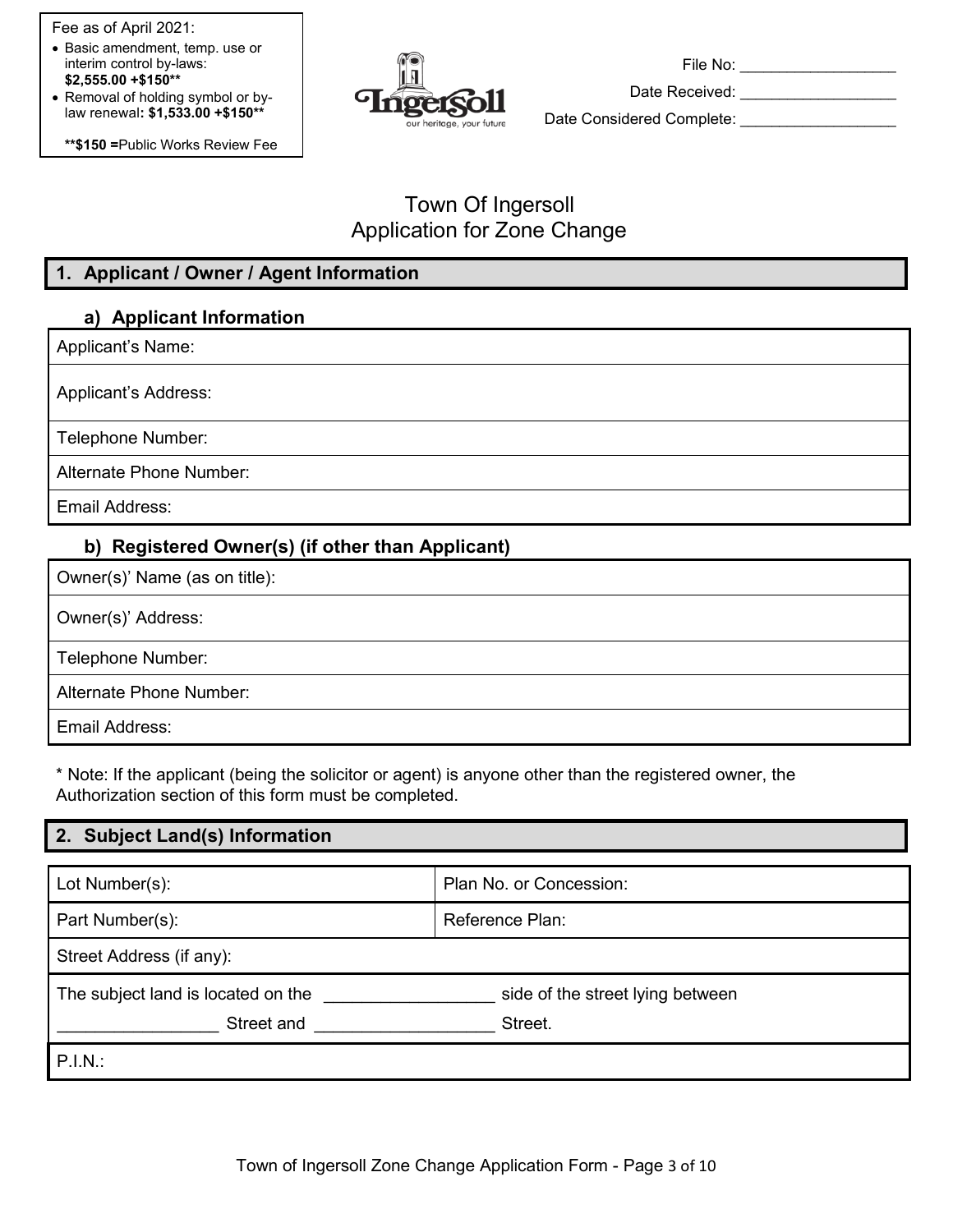Fee as of April 2021:

- Basic amendment, temp. use or interim control by-laws: **$2,555.00 +$150****
- Removal of holding symbol or by-law renewal**: $1,533.00 +$150****

****$150 =**Public Works Review Fee

File No: ___________________

Date Received: ___________________

Date Considered Complete: ___________________

# Town Of Ingersoll
# Application for Zone Change

## 1. Applicant / Owner / Agent Information

### a) Applicant Information

| Applicant's Name: |
|---|
| Applicant's Address: |
| Telephone Number: |
| Alternate Phone Number: |
| Email Address: |

### b) Registered Owner(s) (if other than Applicant)

| Owner(s)' Name (as on title): |
|---|
| Owner(s)' Address: |
| Telephone Number: |
| Alternate Phone Number: |
| Email Address: |

* Note: If the applicant (being the solicitor or agent) is anyone other than the registered owner, the Authorization section of this form must be completed.

## 2. Subject Land(s) Information

| Lot Number(s): | Plan No. or Concession: |
|---|---|
| Part Number(s): | Reference Plan: |
| Street Address (if any): | |
| The subject land is located on the ________________ side of the street lying between ________________ Street and ________________ Street. | |
| P.I.N.: | |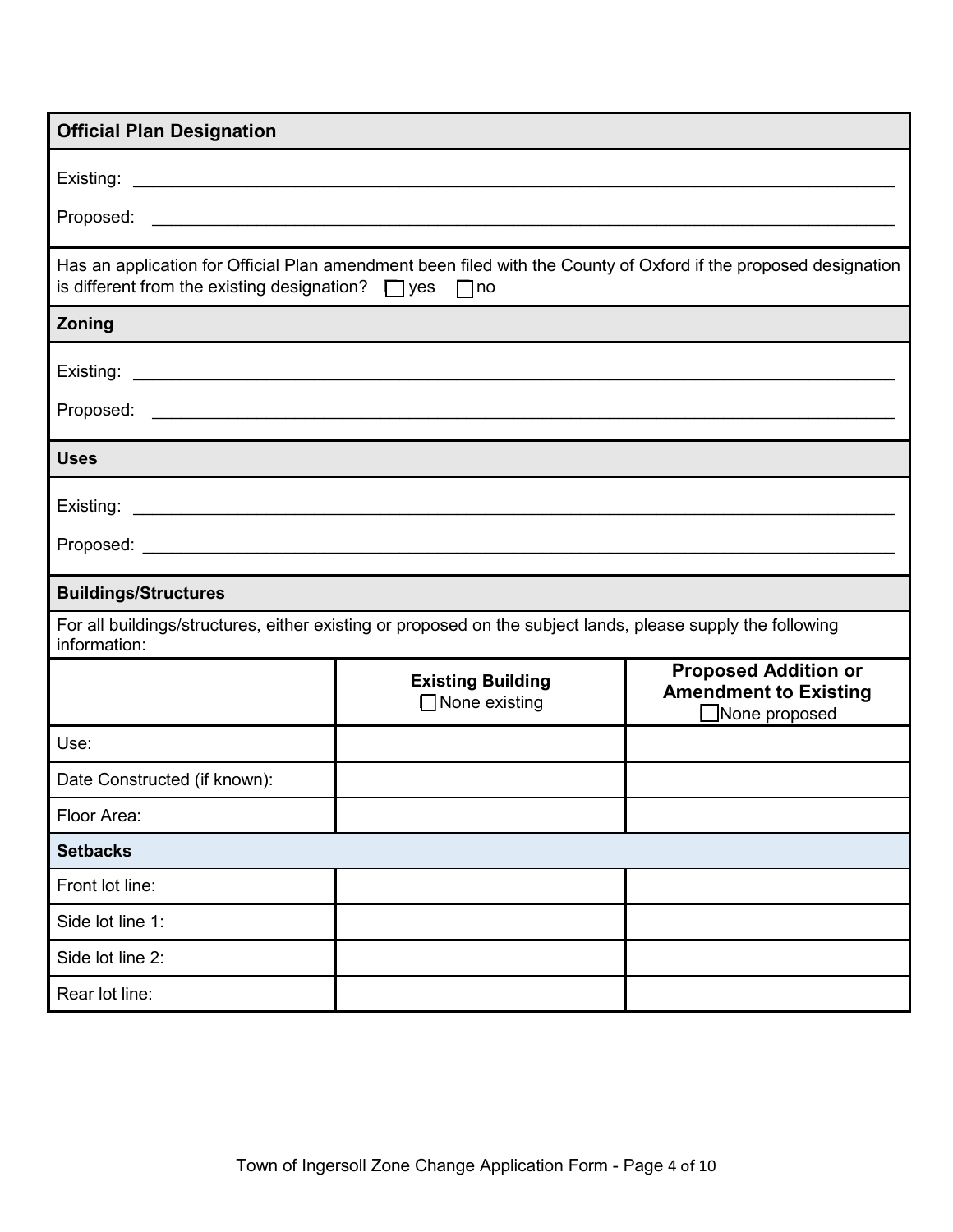## Official Plan Designation

Existing: ___________________________________________________________________________

Proposed: ___________________________________________________________________________

Has an application for Official Plan amendment been filed with the County of Oxford if the proposed designation is different from the existing designation? ☐ yes ☐ no

## Zoning

Existing: ___________________________________________________________________________

Proposed: ___________________________________________________________________________

## Uses

Existing: ___________________________________________________________________________

Proposed: ___________________________________________________________________________

## Buildings/Structures

For all buildings/structures, either existing or proposed on the subject lands, please supply the following information:

| | **Existing Building** ☐ None existing | **Proposed Addition or Amendment to Existing** ☐ None proposed |
|---|---|---|
| Use: | | |
| Date Constructed (if known): | | |
| Floor Area: | | |
| **Setbacks** | | |
| Front lot line: | | |
| Side lot line 1: | | |
| Side lot line 2: | | |
| Rear lot line: | | |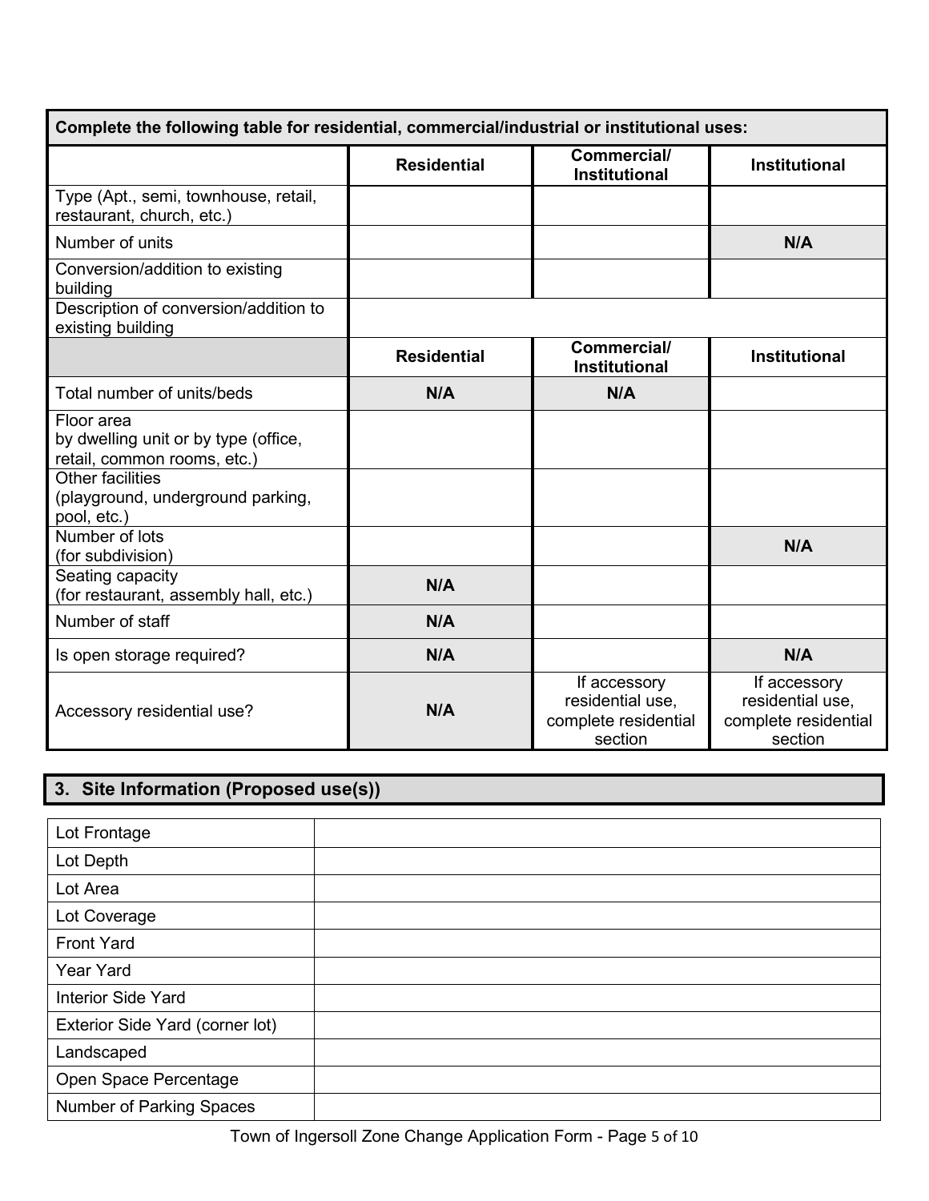| Complete the following table for residential, commercial/industrial or institutional uses: | | | |
|---|---|---|---|
| | **Residential** | **Commercial/ Institutional** | **Institutional** |
| Type (Apt., semi, townhouse, retail, restaurant, church, etc.) | | | |
| Number of units | | | **N/A** |
| Conversion/addition to existing building | | | |
| Description of conversion/addition to existing building | | | |
| | **Residential** | **Commercial/ Institutional** | **Institutional** |
| Total number of units/beds | **N/A** | **N/A** | |
| Floor area by dwelling unit or by type (office, retail, common rooms, etc.) | | | |
| Other facilities (playground, underground parking, pool, etc.) | | | |
| Number of lots (for subdivision) | | | **N/A** |
| Seating capacity (for restaurant, assembly hall, etc.) | **N/A** | | |
| Number of staff | **N/A** | | |
| Is open storage required? | **N/A** | | **N/A** |
| Accessory residential use? | **N/A** | If accessory residential use, complete residential section | If accessory residential use, complete residential section |

## 3. Site Information (Proposed use(s))

| | |
|---|---|
| Lot Frontage | |
| Lot Depth | |
| Lot Area | |
| Lot Coverage | |
| Front Yard | |
| Year Yard | |
| Interior Side Yard | |
| Exterior Side Yard (corner lot) | |
| Landscaped | |
| Open Space Percentage | |
| Number of Parking Spaces | |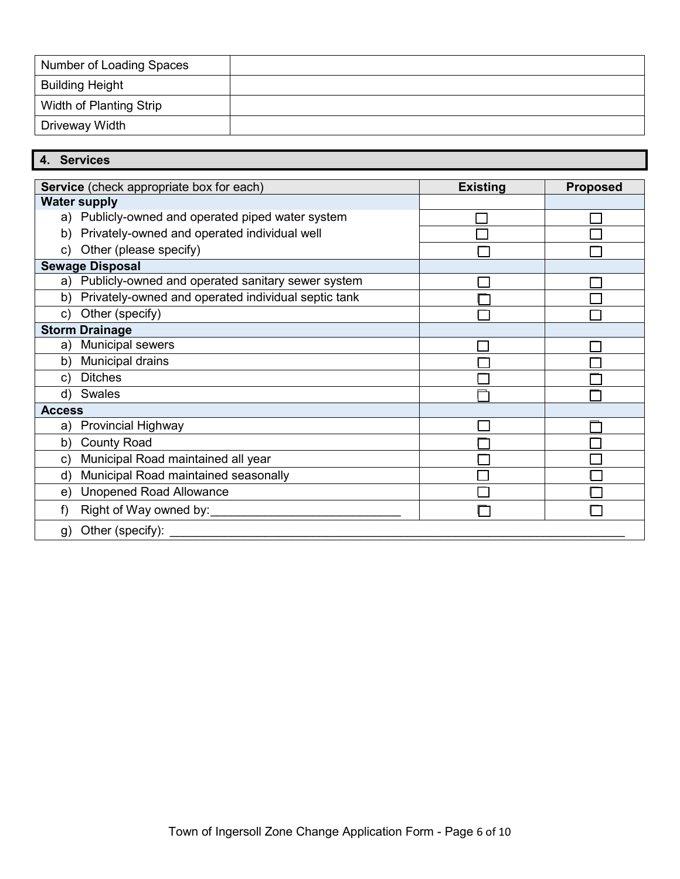| Number of Loading Spaces | |
|---|---|
| Building Height | |
| Width of Planting Strip | |
| Driveway Width | |

## 4. Services

| **Service** (check appropriate box for each) | **Existing** | **Proposed** |
|---|---|---|
| **Water supply** | | |
| a) Publicly-owned and operated piped water system | ☐ | ☐ |
| b) Privately-owned and operated individual well | ☐ | ☐ |
| c) Other (please specify) | ☐ | ☐ |
| **Sewage Disposal** | | |
| a) Publicly-owned and operated sanitary sewer system | ☐ | ☐ |
| b) Privately-owned and operated individual septic tank | ☐ | ☐ |
| c) Other (specify) | ☐ | ☐ |
| **Storm Drainage** | | |
| a) Municipal sewers | ☐ | ☐ |
| b) Municipal drains | ☐ | ☐ |
| c) Ditches | ☐ | ☐ |
| d) Swales | ☐ | ☐ |
| **Access** | | |
| a) Provincial Highway | ☐ | ☐ |
| b) County Road | ☐ | ☐ |
| c) Municipal Road maintained all year | ☐ | ☐ |
| d) Municipal Road maintained seasonally | ☐ | ☐ |
| e) Unopened Road Allowance | ☐ | ☐ |
| f) Right of Way owned by:____________________________ | ☐ | ☐ |
| g) Other (specify): ____________________________________________________________________ | | |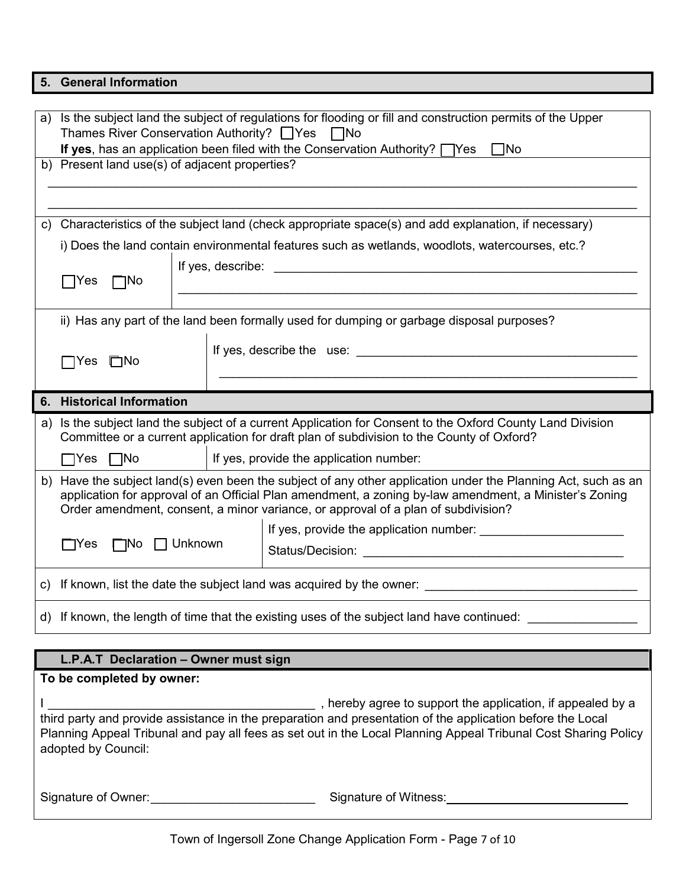## 5. General Information

a) Is the subject land the subject of regulations for flooding or fill and construction permits of the Upper Thames River Conservation Authority? ☐ Yes ☐ No

**If yes**, has an application been filed with the Conservation Authority? ☐ Yes ☐ No

b) Present land use(s) of adjacent properties?

\_\_\_\_\_\_\_\_\_\_\_\_\_\_\_\_\_\_\_\_\_\_\_\_\_\_\_\_\_\_\_\_\_\_\_\_\_\_\_\_\_\_\_\_\_\_\_\_\_\_\_\_\_\_\_\_\_\_\_\_\_\_\_\_\_\_\_\_\_\_\_\_\_\_\_\_

\_\_\_\_\_\_\_\_\_\_\_\_\_\_\_\_\_\_\_\_\_\_\_\_\_\_\_\_\_\_\_\_\_\_\_\_\_\_\_\_\_\_\_\_\_\_\_\_\_\_\_\_\_\_\_\_\_\_\_\_\_\_\_\_\_\_\_\_\_\_\_\_\_\_\_\_

c) Characteristics of the subject land (check appropriate space(s) and add explanation, if necessary)

i) Does the land contain environmental features such as wetlands, woodlots, watercourses, etc.?

| | |
|---|---|
| ☐ Yes ☐ No | If yes, describe: \_\_\_\_\_\_\_\_\_\_\_\_\_\_\_\_\_\_\_\_\_\_\_\_\_\_\_\_\_\_\_\_\_\_\_\_\_\_\_\_\_\_\_\_\_\_\_\_\_\_\_\_ |

ii) Has any part of the land been formally used for dumping or garbage disposal purposes?

| | |
|---|---|
| ☐ Yes ☐ No | If yes, describe the use: \_\_\_\_\_\_\_\_\_\_\_\_\_\_\_\_\_\_\_\_\_\_\_\_\_\_\_\_\_\_\_\_\_\_\_\_\_\_\_\_\_\_ |

## 6. Historical Information

a) Is the subject land the subject of a current Application for Consent to the Oxford County Land Division Committee or a current application for draft plan of subdivision to the County of Oxford?

| | |
|---|---|
| ☐ Yes ☐ No | If yes, provide the application number: |

b) Have the subject land(s) even been the subject of any other application under the Planning Act, such as an application for approval of an Official Plan amendment, a zoning by-law amendment, a Minister's Zoning Order amendment, consent, a minor variance, or approval of a plan of subdivision?

| | |
|---|---|
| ☐ Yes ☐ No ☐ Unknown | If yes, provide the application number: \_\_\_\_\_\_\_\_\_\_\_\_\_\_\_\_\_\_\_\_<br>Status/Decision: \_\_\_\_\_\_\_\_\_\_\_\_\_\_\_\_\_\_\_\_\_\_\_\_\_\_\_\_\_\_\_\_\_\_\_\_\_\_ |

c) If known, list the date the subject land was acquired by the owner: \_\_\_\_\_\_\_\_\_\_\_\_\_\_\_\_\_\_\_\_\_\_\_\_\_\_\_\_\_\_

d) If known, the length of time that the existing uses of the subject land have continued: \_\_\_\_\_\_\_\_\_\_\_\_\_\_\_

## L.P.A.T Declaration – Owner must sign

**To be completed by owner:**

I \_\_\_\_\_\_\_\_\_\_\_\_\_\_\_\_\_\_\_\_\_\_\_\_\_\_\_\_\_\_\_\_\_\_\_\_\_\_\_ , hereby agree to support the application, if appealed by a third party and provide assistance in the preparation and presentation of the application before the Local Planning Appeal Tribunal and pay all fees as set out in the Local Planning Appeal Tribunal Cost Sharing Policy adopted by Council:

Signature of Owner: \_\_\_\_\_\_\_\_\_\_\_\_\_\_\_\_\_\_\_\_\_\_\_\_ Signature of Witness: \_\_\_\_\_\_\_\_\_\_\_\_\_\_\_\_\_\_\_\_\_\_\_\_\_\_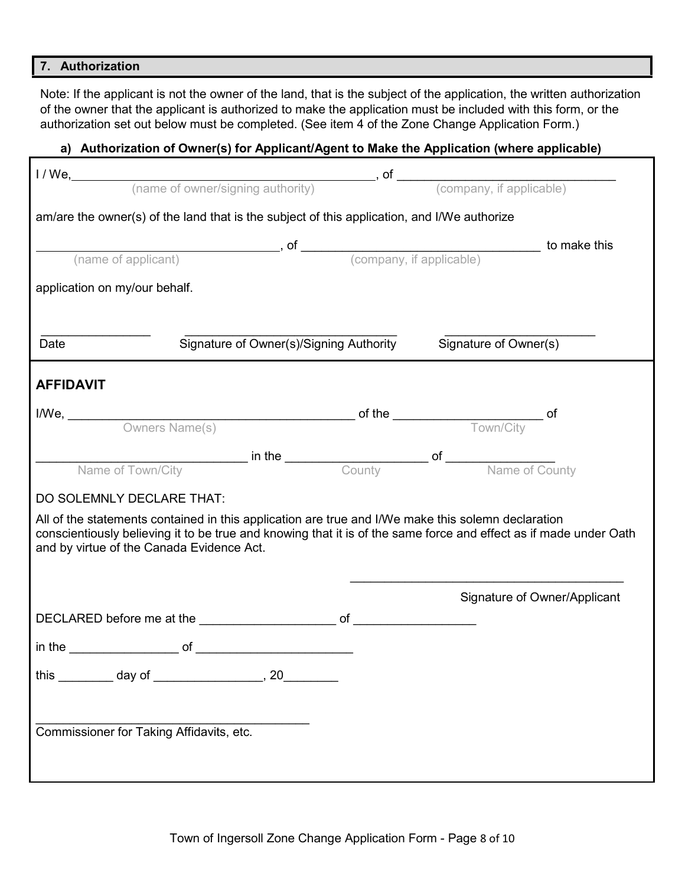## 7. Authorization

Note: If the applicant is not the owner of the land, that is the subject of the application, the written authorization of the owner that the applicant is authorized to make the application must be included with this form, or the authorization set out below must be completed. (See item 4 of the Zone Change Application Form.)

### a) Authorization of Owner(s) for Applicant/Agent to Make the Application (where applicable)

I / We,_____________________________________________, of ________________________________
(name of owner/signing authority) (company, if applicable)

am/are the owner(s) of the land that is the subject of this application, and I/We authorize

___________________________________, of ___________________________________ to make this
(name of applicant) (company, if applicable)

application on my/our behalf.

________________ ________________________________ ______________________
Date Signature of Owner(s)/Signing Authority Signature of Owner(s)

**AFFIDAVIT**

I/We, ___________________________________________ of the ______________________ of
Owners Name(s) Town/City

_______________________________ in the ____________________ of ________________
Name of Town/City County Name of County

DO SOLEMNLY DECLARE THAT:

All of the statements contained in this application are true and I/We make this solemn declaration conscientiously believing it to be true and knowing that it is of the same force and effect as if made under Oath and by virtue of the Canada Evidence Act.

_________________________________________
Signature of Owner/Applicant

DECLARED before me at the ____________________ of __________________

in the ________________ of _______________________

this ________ day of ________________, 20________

__________________________________________
Commissioner for Taking Affidavits, etc.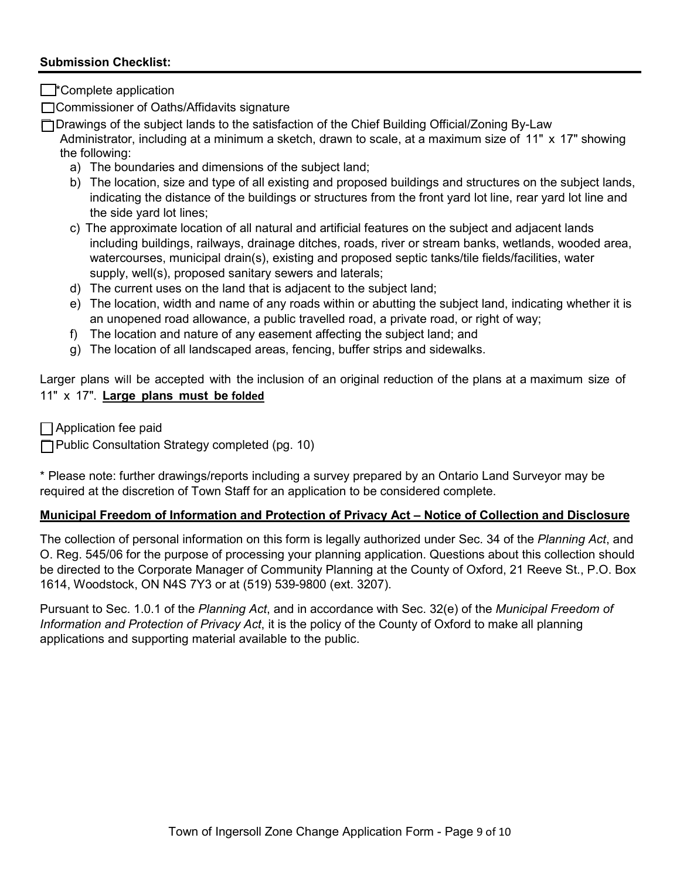**Submission Checklist:**

- [ ] *Complete application
- [ ] Commissioner of Oaths/Affidavits signature
- [ ] Drawings of the subject lands to the satisfaction of the Chief Building Official/Zoning By-Law Administrator, including at a minimum a sketch, drawn to scale, at a maximum size of 11" x 17" showing the following:
  - a) The boundaries and dimensions of the subject land;
  - b) The location, size and type of all existing and proposed buildings and structures on the subject lands, indicating the distance of the buildings or structures from the front yard lot line, rear yard lot line and the side yard lot lines;
  - c) The approximate location of all natural and artificial features on the subject and adjacent lands including buildings, railways, drainage ditches, roads, river or stream banks, wetlands, wooded area, watercourses, municipal drain(s), existing and proposed septic tanks/tile fields/facilities, water supply, well(s), proposed sanitary sewers and laterals;
  - d) The current uses on the land that is adjacent to the subject land;
  - e) The location, width and name of any roads within or abutting the subject land, indicating whether it is an unopened road allowance, a public travelled road, a private road, or right of way;
  - f) The location and nature of any easement affecting the subject land; and
  - g) The location of all landscaped areas, fencing, buffer strips and sidewalks.

Larger plans will be accepted with the inclusion of an original reduction of the plans at a maximum size of 11" x 17". **Large plans must be folded**

- [ ] Application fee paid
- [ ] Public Consultation Strategy completed (pg. 10)

* Please note: further drawings/reports including a survey prepared by an Ontario Land Surveyor may be required at the discretion of Town Staff for an application to be considered complete.

**Municipal Freedom of Information and Protection of Privacy Act – Notice of Collection and Disclosure**

The collection of personal information on this form is legally authorized under Sec. 34 of the *Planning Act*, and O. Reg. 545/06 for the purpose of processing your planning application. Questions about this collection should be directed to the Corporate Manager of Community Planning at the County of Oxford, 21 Reeve St., P.O. Box 1614, Woodstock, ON N4S 7Y3 or at (519) 539-9800 (ext. 3207).

Pursuant to Sec. 1.0.1 of the *Planning Act*, and in accordance with Sec. 32(e) of the *Municipal Freedom of Information and Protection of Privacy Act*, it is the policy of the County of Oxford to make all planning applications and supporting material available to the public.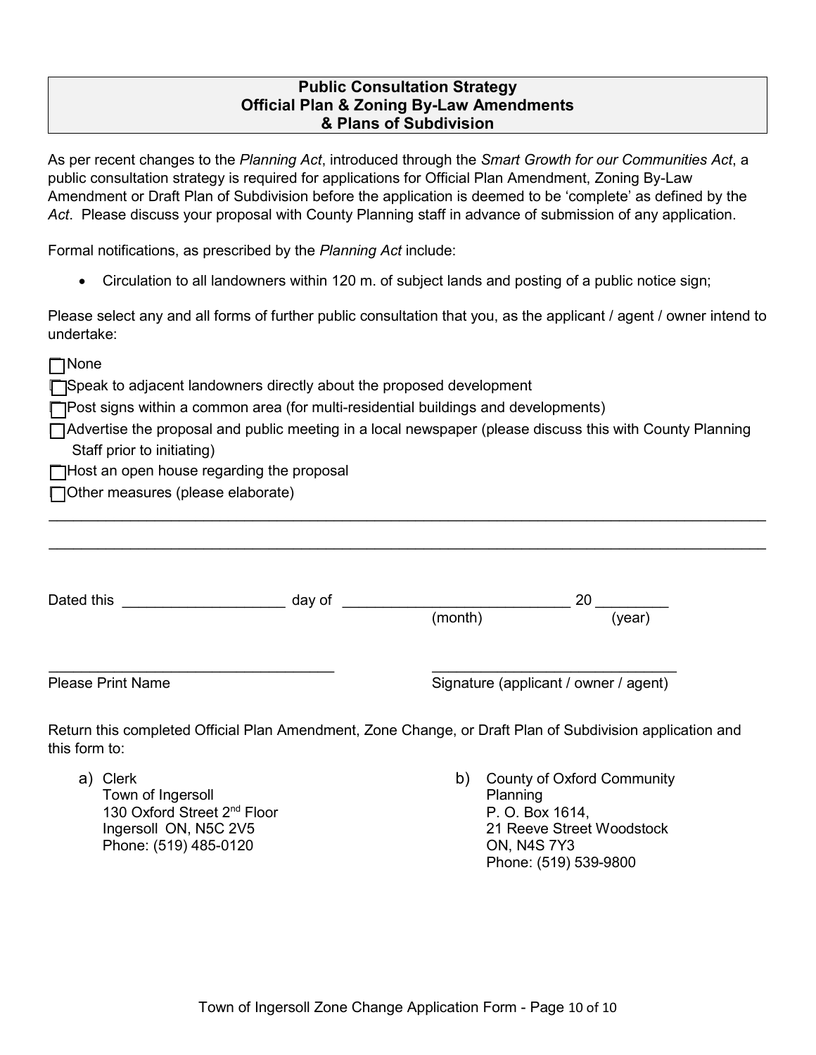**Public Consultation Strategy**
**Official Plan & Zoning By-Law Amendments**
**& Plans of Subdivision**

As per recent changes to the *Planning Act*, introduced through the *Smart Growth for our Communities Act*, a public consultation strategy is required for applications for Official Plan Amendment, Zoning By-Law Amendment or Draft Plan of Subdivision before the application is deemed to be 'complete' as defined by the *Act*. Please discuss your proposal with County Planning staff in advance of submission of any application.

Formal notifications, as prescribed by the *Planning Act* include:

- Circulation to all landowners within 120 m. of subject lands and posting of a public notice sign;

Please select any and all forms of further public consultation that you, as the applicant / agent / owner intend to undertake:

- ☐ None
- ☐ Speak to adjacent landowners directly about the proposed development
- ☐ Post signs within a common area (for multi-residential buildings and developments)
- ☐ Advertise the proposal and public meeting in a local newspaper (please discuss this with County Planning Staff prior to initiating)
- ☐ Host an open house regarding the proposal
- ☐ Other measures (please elaborate)

______________________________________________________________________________

______________________________________________________________________________

Dated this ____________________ day of ____________________________ 20 _________
(month) (year)

___________________________________ ______________________________
Please Print Name Signature (applicant / owner / agent)

Return this completed Official Plan Amendment, Zone Change, or Draft Plan of Subdivision application and this form to:

a) Clerk
Town of Ingersoll
130 Oxford Street 2nd Floor
Ingersoll ON, N5C 2V5
Phone: (519) 485-0120

b) County of Oxford Community Planning
P. O. Box 1614,
21 Reeve Street Woodstock
ON, N4S 7Y3
Phone: (519) 539-9800